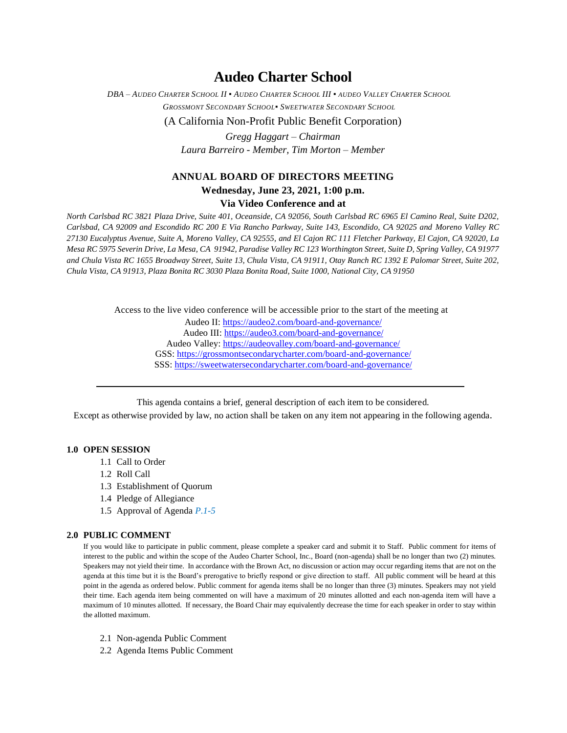# Audeo Charter School

*DBA – Audeo Charter School II ▪ Audeo Charter School III ▪ audeo Valley Charter School*
*Grossmont Secondary School▪ Sweetwater Secondary School*

(A California Non-Profit Public Benefit Corporation)

*Gregg Haggart – Chairman*
*Laura Barreiro - Member, Tim Morton – Member*

## ANNUAL BOARD OF DIRECTORS MEETING

**Wednesday, June 23, 2021, 1:00 p.m.**

**Via Video Conference and at**

*North Carlsbad RC 3821 Plaza Drive, Suite 401, Oceanside, CA 92056, South Carlsbad RC 6965 El Camino Real, Suite D202, Carlsbad, CA 92009 and Escondido RC 200 E Via Rancho Parkway, Suite 143, Escondido, CA 92025 and Moreno Valley RC 27130 Eucalyptus Avenue, Suite A, Moreno Valley, CA 92555, and El Cajon RC 111 Fletcher Parkway, El Cajon, CA 92020, La Mesa RC 5975 Severin Drive, La Mesa, CA 91942, Paradise Valley RC 123 Worthington Street, Suite D, Spring Valley, CA 91977 and Chula Vista RC 1655 Broadway Street, Suite 13, Chula Vista, CA 91911, Otay Ranch RC 1392 E Palomar Street, Suite 202, Chula Vista, CA 91913, Plaza Bonita RC 3030 Plaza Bonita Road, Suite 1000, National City, CA 91950*

Access to the live video conference will be accessible prior to the start of the meeting at

Audeo II: https://audeo2.com/board-and-governance/
Audeo III: https://audeo3.com/board-and-governance/
Audeo Valley: https://audeovalley.com/board-and-governance/
GSS: https://grossmontsecondarycharter.com/board-and-governance/
SSS: https://sweetwatersecondarycharter.com/board-and-governance/

---

This agenda contains a brief, general description of each item to be considered.

Except as otherwise provided by law, no action shall be taken on any item not appearing in the following agenda.

### 1.0 OPEN SESSION

1.1 Call to Order
1.2 Roll Call
1.3 Establishment of Quorum
1.4 Pledge of Allegiance
1.5 Approval of Agenda *P.1-5*

### 2.0 PUBLIC COMMENT

If you would like to participate in public comment, please complete a speaker card and submit it to Staff. Public comment for items of interest to the public and within the scope of the Audeo Charter School, Inc., Board (non-agenda) shall be no longer than two (2) minutes. Speakers may not yield their time. In accordance with the Brown Act, no discussion or action may occur regarding items that are not on the agenda at this time but it is the Board's prerogative to briefly respond or give direction to staff. All public comment will be heard at this point in the agenda as ordered below. Public comment for agenda items shall be no longer than three (3) minutes. Speakers may not yield their time. Each agenda item being commented on will have a maximum of 20 minutes allotted and each non-agenda item will have a maximum of 10 minutes allotted. If necessary, the Board Chair may equivalently decrease the time for each speaker in order to stay within the allotted maximum.

2.1 Non-agenda Public Comment
2.2 Agenda Items Public Comment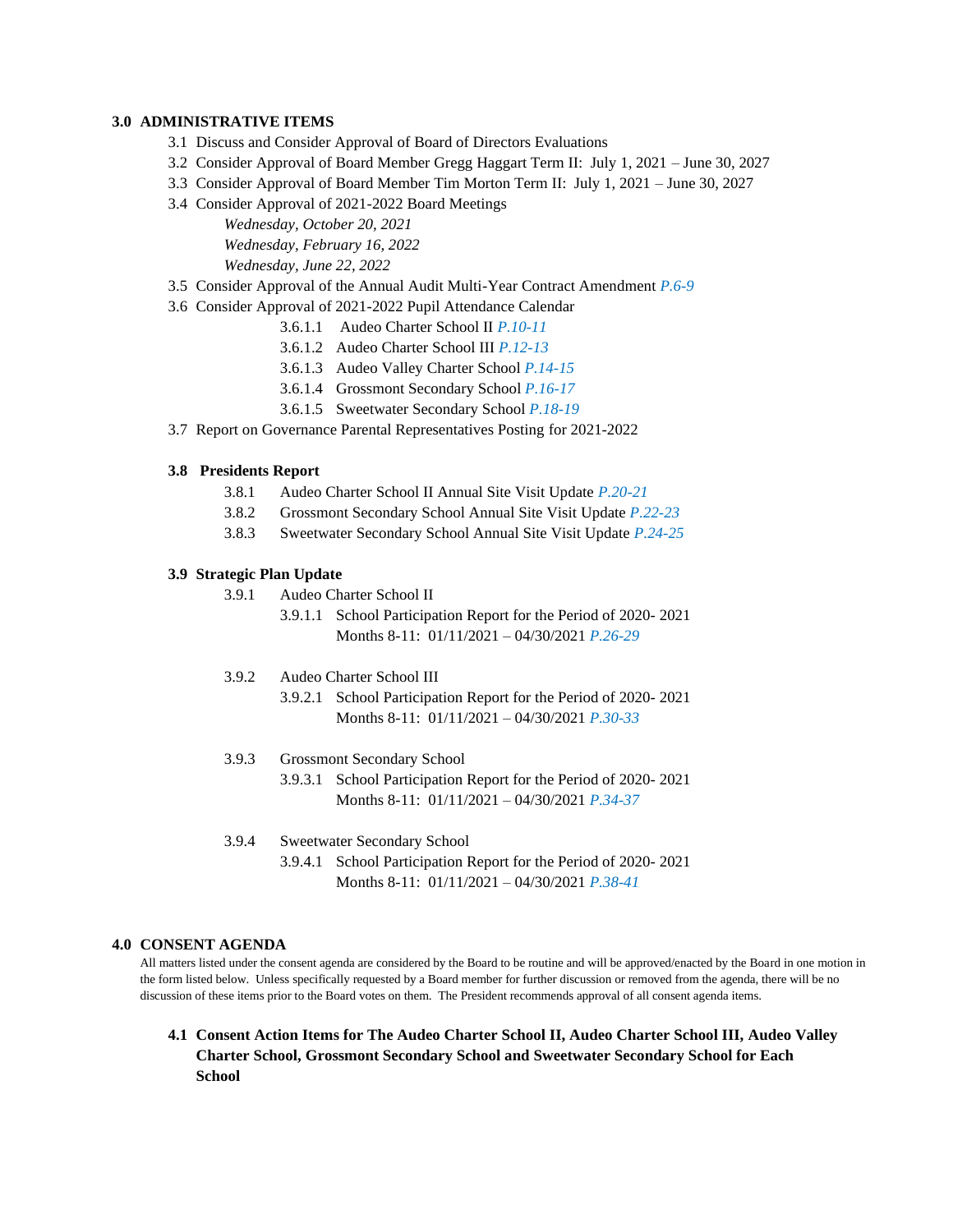## 3.0 ADMINISTRATIVE ITEMS

- 3.1 Discuss and Consider Approval of Board of Directors Evaluations
- 3.2 Consider Approval of Board Member Gregg Haggart Term II: July 1, 2021 – June 30, 2027
- 3.3 Consider Approval of Board Member Tim Morton Term II: July 1, 2021 – June 30, 2027
- 3.4 Consider Approval of 2021-2022 Board Meetings
  - *Wednesday, October 20, 2021*
  - *Wednesday, February 16, 2022*
  - *Wednesday, June 22, 2022*
- 3.5 Consider Approval of the Annual Audit Multi-Year Contract Amendment *P.6-9*
- 3.6 Consider Approval of 2021-2022 Pupil Attendance Calendar
  - 3.6.1.1 Audeo Charter School II *P.10-11*
  - 3.6.1.2 Audeo Charter School III *P.12-13*
  - 3.6.1.3 Audeo Valley Charter School *P.14-15*
  - 3.6.1.4 Grossmont Secondary School *P.16-17*
  - 3.6.1.5 Sweetwater Secondary School *P.18-19*
- 3.7 Report on Governance Parental Representatives Posting for 2021-2022

### 3.8 Presidents Report

- 3.8.1 Audeo Charter School II Annual Site Visit Update *P.20-21*
- 3.8.2 Grossmont Secondary School Annual Site Visit Update *P.22-23*
- 3.8.3 Sweetwater Secondary School Annual Site Visit Update *P.24-25*

### 3.9 Strategic Plan Update

- 3.9.1 Audeo Charter School II
  - 3.9.1.1 School Participation Report for the Period of 2020- 2021 Months 8-11: 01/11/2021 – 04/30/2021 *P.26-29*
- 3.9.2 Audeo Charter School III
  - 3.9.2.1 School Participation Report for the Period of 2020- 2021 Months 8-11: 01/11/2021 – 04/30/2021 *P.30-33*
- 3.9.3 Grossmont Secondary School
  - 3.9.3.1 School Participation Report for the Period of 2020- 2021 Months 8-11: 01/11/2021 – 04/30/2021 *P.34-37*
- 3.9.4 Sweetwater Secondary School
  - 3.9.4.1 School Participation Report for the Period of 2020- 2021 Months 8-11: 01/11/2021 – 04/30/2021 *P.38-41*

## 4.0 CONSENT AGENDA

All matters listed under the consent agenda are considered by the Board to be routine and will be approved/enacted by the Board in one motion in the form listed below. Unless specifically requested by a Board member for further discussion or removed from the agenda, there will be no discussion of these items prior to the Board votes on them. The President recommends approval of all consent agenda items.

### 4.1 Consent Action Items for The Audeo Charter School II, Audeo Charter School III, Audeo Valley Charter School, Grossmont Secondary School and Sweetwater Secondary School for Each School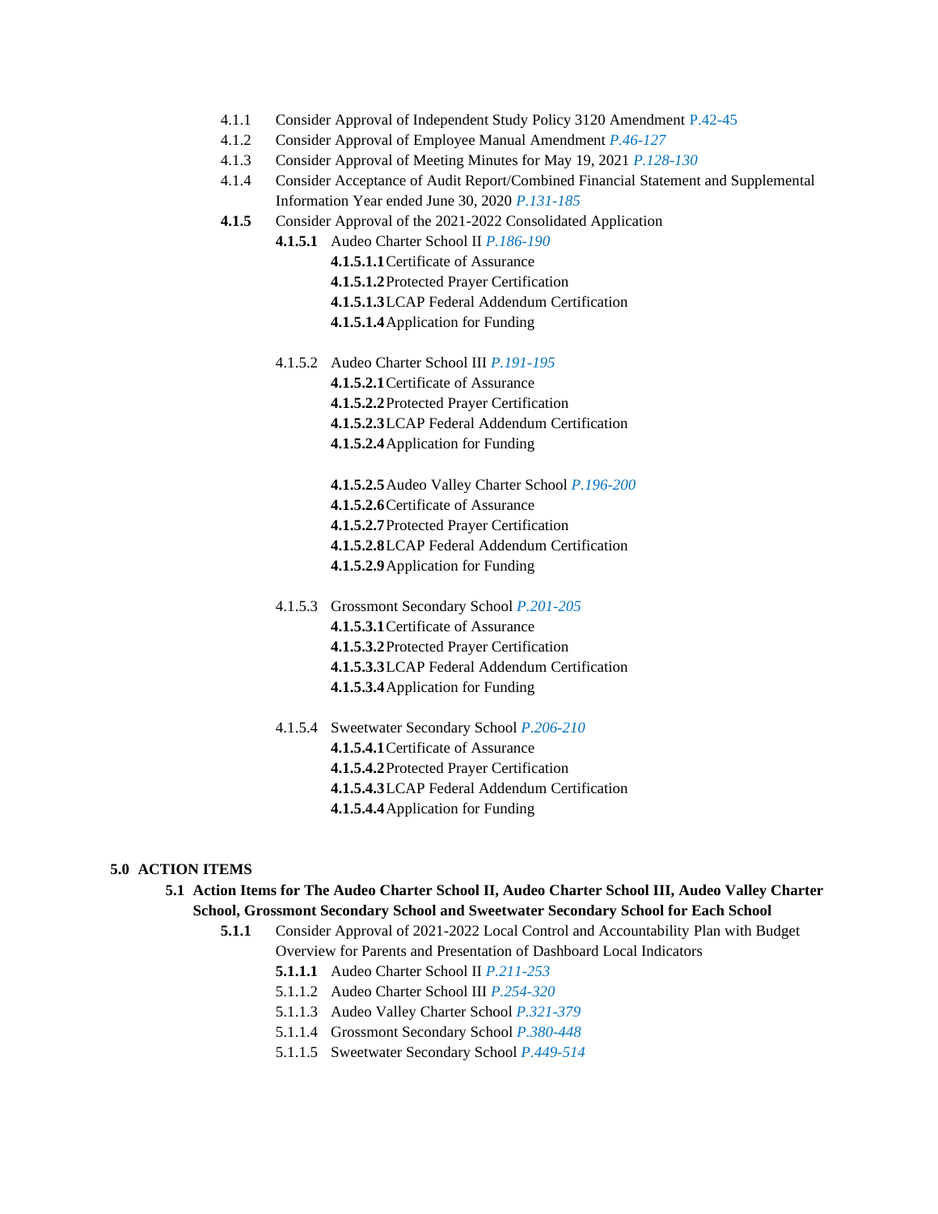- 4.1.1 Consider Approval of Independent Study Policy 3120 Amendment P.42-45
- 4.1.2 Consider Approval of Employee Manual Amendment *P.46-127*
- 4.1.3 Consider Approval of Meeting Minutes for May 19, 2021 *P.128-130*
- 4.1.4 Consider Acceptance of Audit Report/Combined Financial Statement and Supplemental Information Year ended June 30, 2020 *P.131-185*
- **4.1.5** Consider Approval of the 2021-2022 Consolidated Application
  - **4.1.5.1** Audeo Charter School II *P.186-190*
    - **4.1.5.1.1** Certificate of Assurance
    - **4.1.5.1.2** Protected Prayer Certification
    - **4.1.5.1.3** LCAP Federal Addendum Certification
    - **4.1.5.1.4** Application for Funding
  - 4.1.5.2 Audeo Charter School III *P.191-195*
    - **4.1.5.2.1** Certificate of Assurance
    - **4.1.5.2.2** Protected Prayer Certification
    - **4.1.5.2.3** LCAP Federal Addendum Certification
    - **4.1.5.2.4** Application for Funding
    - **4.1.5.2.5** Audeo Valley Charter School *P.196-200*
    - **4.1.5.2.6** Certificate of Assurance
    - **4.1.5.2.7** Protected Prayer Certification
    - **4.1.5.2.8** LCAP Federal Addendum Certification
    - **4.1.5.2.9** Application for Funding
  - 4.1.5.3 Grossmont Secondary School *P.201-205*
    - **4.1.5.3.1** Certificate of Assurance
    - **4.1.5.3.2** Protected Prayer Certification
    - **4.1.5.3.3** LCAP Federal Addendum Certification
    - **4.1.5.3.4** Application for Funding
  - 4.1.5.4 Sweetwater Secondary School *P.206-210*
    - **4.1.5.4.1** Certificate of Assurance
    - **4.1.5.4.2** Protected Prayer Certification
    - **4.1.5.4.3** LCAP Federal Addendum Certification
    - **4.1.5.4.4** Application for Funding

**5.0 ACTION ITEMS**

**5.1 Action Items for The Audeo Charter School II, Audeo Charter School III, Audeo Valley Charter School, Grossmont Secondary School and Sweetwater Secondary School for Each School**

- **5.1.1** Consider Approval of 2021-2022 Local Control and Accountability Plan with Budget Overview for Parents and Presentation of Dashboard Local Indicators
  - **5.1.1.1** Audeo Charter School II *P.211-253*
  - 5.1.1.2 Audeo Charter School III *P.254-320*
  - 5.1.1.3 Audeo Valley Charter School *P.321-379*
  - 5.1.1.4 Grossmont Secondary School *P.380-448*
  - 5.1.1.5 Sweetwater Secondary School *P.449-514*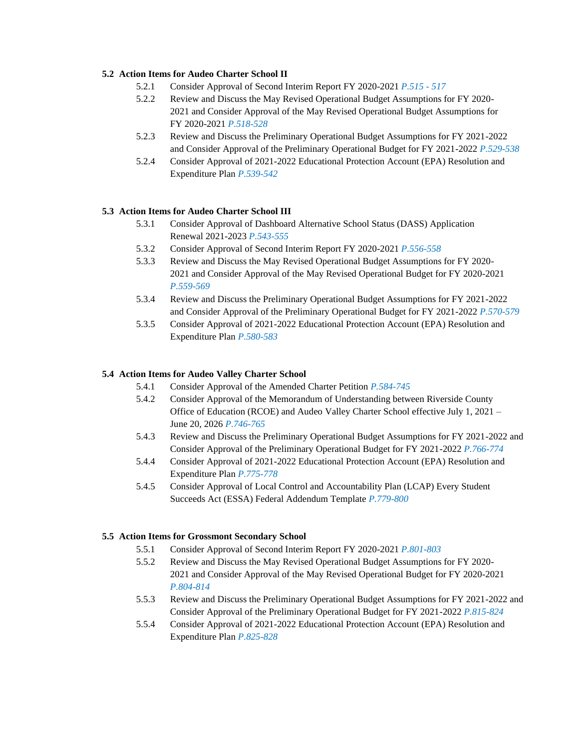**5.2 Action Items for Audeo Charter School II**

- 5.2.1 Consider Approval of Second Interim Report FY 2020-2021 *P.515 - 517*
- 5.2.2 Review and Discuss the May Revised Operational Budget Assumptions for FY 2020-2021 and Consider Approval of the May Revised Operational Budget Assumptions for FY 2020-2021 *P.518-528*
- 5.2.3 Review and Discuss the Preliminary Operational Budget Assumptions for FY 2021-2022 and Consider Approval of the Preliminary Operational Budget for FY 2021-2022 *P.529-538*
- 5.2.4 Consider Approval of 2021-2022 Educational Protection Account (EPA) Resolution and Expenditure Plan *P.539-542*

**5.3 Action Items for Audeo Charter School III**

- 5.3.1 Consider Approval of Dashboard Alternative School Status (DASS) Application Renewal 2021-2023 *P.543-555*
- 5.3.2 Consider Approval of Second Interim Report FY 2020-2021 *P.556-558*
- 5.3.3 Review and Discuss the May Revised Operational Budget Assumptions for FY 2020-2021 and Consider Approval of the May Revised Operational Budget for FY 2020-2021 *P.559-569*
- 5.3.4 Review and Discuss the Preliminary Operational Budget Assumptions for FY 2021-2022 and Consider Approval of the Preliminary Operational Budget for FY 2021-2022 *P.570-579*
- 5.3.5 Consider Approval of 2021-2022 Educational Protection Account (EPA) Resolution and Expenditure Plan *P.580-583*

**5.4 Action Items for Audeo Valley Charter School**

- 5.4.1 Consider Approval of the Amended Charter Petition *P.584-745*
- 5.4.2 Consider Approval of the Memorandum of Understanding between Riverside County Office of Education (RCOE) and Audeo Valley Charter School effective July 1, 2021 – June 20, 2026 *P.746-765*
- 5.4.3 Review and Discuss the Preliminary Operational Budget Assumptions for FY 2021-2022 and Consider Approval of the Preliminary Operational Budget for FY 2021-2022 *P.766-774*
- 5.4.4 Consider Approval of 2021-2022 Educational Protection Account (EPA) Resolution and Expenditure Plan *P.775-778*
- 5.4.5 Consider Approval of Local Control and Accountability Plan (LCAP) Every Student Succeeds Act (ESSA) Federal Addendum Template *P.779-800*

**5.5 Action Items for Grossmont Secondary School**

- 5.5.1 Consider Approval of Second Interim Report FY 2020-2021 *P.801-803*
- 5.5.2 Review and Discuss the May Revised Operational Budget Assumptions for FY 2020-2021 and Consider Approval of the May Revised Operational Budget for FY 2020-2021 *P.804-814*
- 5.5.3 Review and Discuss the Preliminary Operational Budget Assumptions for FY 2021-2022 and Consider Approval of the Preliminary Operational Budget for FY 2021-2022 *P.815-824*
- 5.5.4 Consider Approval of 2021-2022 Educational Protection Account (EPA) Resolution and Expenditure Plan *P.825-828*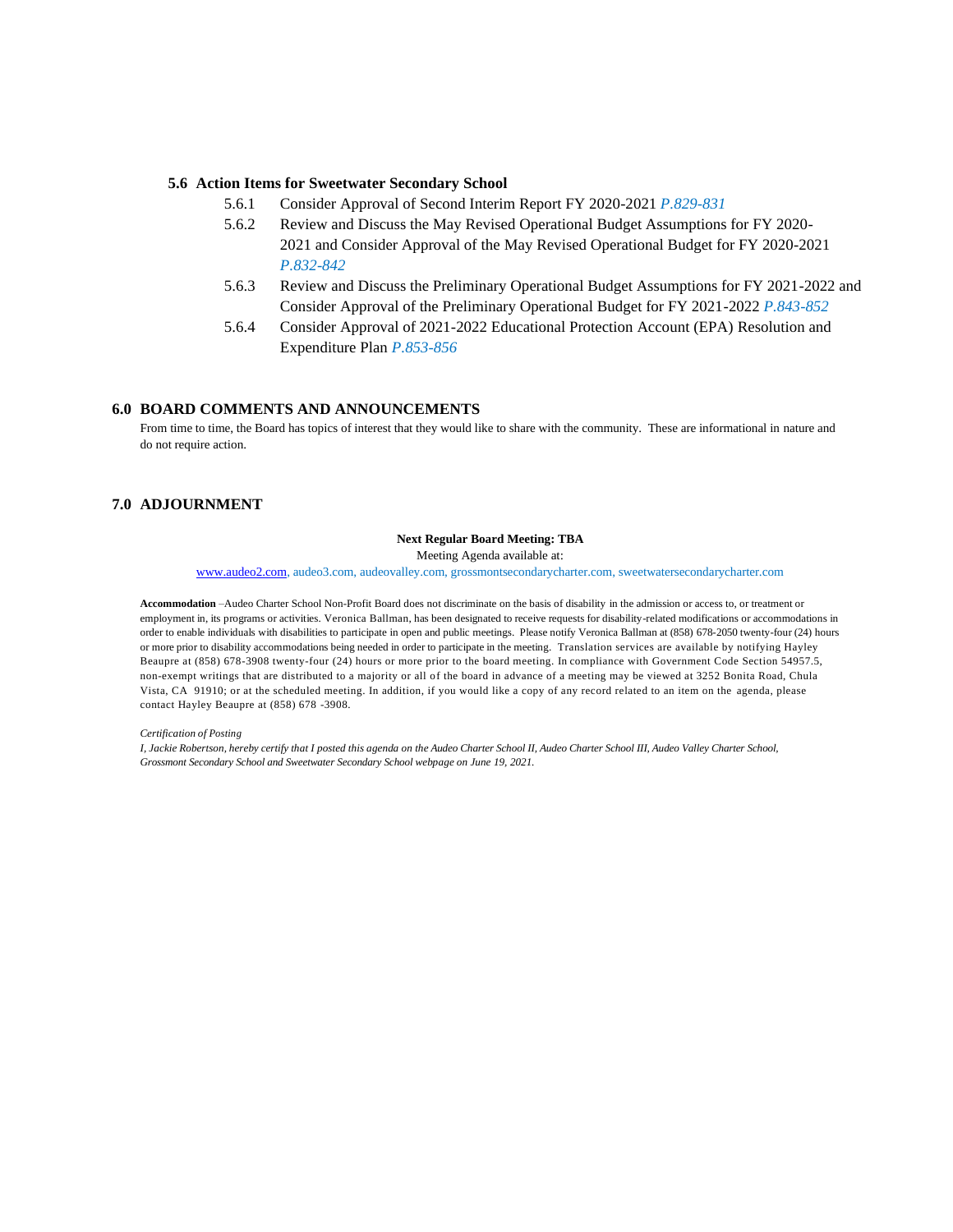### 5.6 Action Items for Sweetwater Secondary School

- 5.6.1 Consider Approval of Second Interim Report FY 2020-2021 *P.829-831*
- 5.6.2 Review and Discuss the May Revised Operational Budget Assumptions for FY 2020-2021 and Consider Approval of the May Revised Operational Budget for FY 2020-2021 *P.832-842*
- 5.6.3 Review and Discuss the Preliminary Operational Budget Assumptions for FY 2021-2022 and Consider Approval of the Preliminary Operational Budget for FY 2021-2022 *P.843-852*
- 5.6.4 Consider Approval of 2021-2022 Educational Protection Account (EPA) Resolution and Expenditure Plan *P.853-856*

## 6.0 BOARD COMMENTS AND ANNOUNCEMENTS

From time to time, the Board has topics of interest that they would like to share with the community. These are informational in nature and do not require action.

## 7.0 ADJOURNMENT

**Next Regular Board Meeting: TBA**

Meeting Agenda available at:

www.audeo2.com, audeo3.com, audeovalley.com, grossmontsecondarycharter.com, sweetwatersecondarycharter.com

**Accommodation** –Audeo Charter School Non-Profit Board does not discriminate on the basis of disability in the admission or access to, or treatment or employment in, its programs or activities. Veronica Ballman, has been designated to receive requests for disability-related modifications or accommodations in order to enable individuals with disabilities to participate in open and public meetings. Please notify Veronica Ballman at (858) 678-2050 twenty-four (24) hours or more prior to disability accommodations being needed in order to participate in the meeting. Translation services are available by notifying Hayley Beaupre at (858) 678-3908 twenty-four (24) hours or more prior to the board meeting. In compliance with Government Code Section 54957.5, non-exempt writings that are distributed to a majority or all of the board in advance of a meeting may be viewed at 3252 Bonita Road, Chula Vista, CA 91910; or at the scheduled meeting. In addition, if you would like a copy of any record related to an item on the agenda, please contact Hayley Beaupre at (858) 678 -3908.

*Certification of Posting*

*I, Jackie Robertson, hereby certify that I posted this agenda on the Audeo Charter School II, Audeo Charter School III, Audeo Valley Charter School, Grossmont Secondary School and Sweetwater Secondary School webpage on June 19, 2021.*